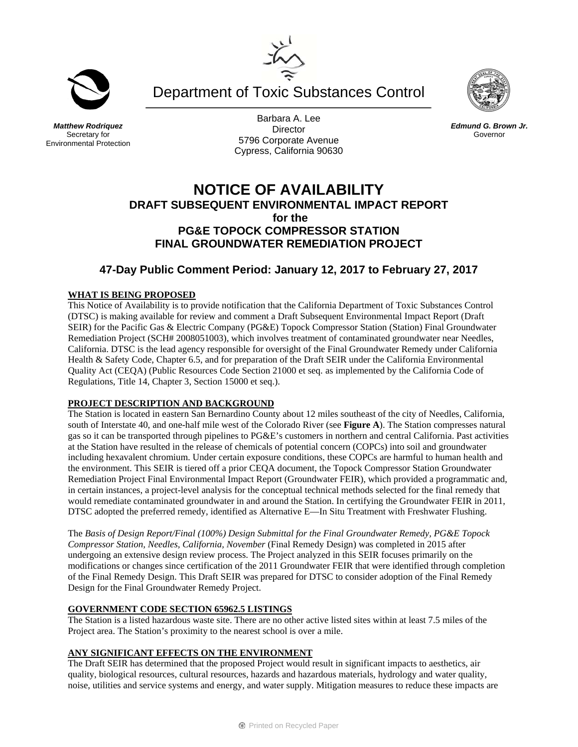Department of Toxic Substances Control

***Matthew Rodriquez***
Secretary for
Environmental Protection

Barbara A. Lee
Director
5796 Corporate Avenue
Cypress, California 90630

***Edmund G. Brown Jr.***
Governor

# NOTICE OF AVAILABILITY

## DRAFT SUBSEQUENT ENVIRONMENTAL IMPACT REPORT for the PG&E TOPOCK COMPRESSOR STATION FINAL GROUNDWATER REMEDIATION PROJECT

## 47-Day Public Comment Period: January 12, 2017 to February 27, 2017

**WHAT IS BEING PROPOSED**

This Notice of Availability is to provide notification that the California Department of Toxic Substances Control (DTSC) is making available for review and comment a Draft Subsequent Environmental Impact Report (Draft SEIR) for the Pacific Gas & Electric Company (PG&E) Topock Compressor Station (Station) Final Groundwater Remediation Project (SCH# 2008051003), which involves treatment of contaminated groundwater near Needles, California. DTSC is the lead agency responsible for oversight of the Final Groundwater Remedy under California Health & Safety Code, Chapter 6.5, and for preparation of the Draft SEIR under the California Environmental Quality Act (CEQA) (Public Resources Code Section 21000 et seq. as implemented by the California Code of Regulations, Title 14, Chapter 3, Section 15000 et seq.).

**PROJECT DESCRIPTION AND BACKGROUND**

The Station is located in eastern San Bernardino County about 12 miles southeast of the city of Needles, California, south of Interstate 40, and one-half mile west of the Colorado River (see **Figure A**). The Station compresses natural gas so it can be transported through pipelines to PG&E's customers in northern and central California. Past activities at the Station have resulted in the release of chemicals of potential concern (COPCs) into soil and groundwater including hexavalent chromium. Under certain exposure conditions, these COPCs are harmful to human health and the environment. This SEIR is tiered off a prior CEQA document, the Topock Compressor Station Groundwater Remediation Project Final Environmental Impact Report (Groundwater FEIR), which provided a programmatic and, in certain instances, a project-level analysis for the conceptual technical methods selected for the final remedy that would remediate contaminated groundwater in and around the Station. In certifying the Groundwater FEIR in 2011, DTSC adopted the preferred remedy, identified as Alternative E—In Situ Treatment with Freshwater Flushing.

The *Basis of Design Report/Final (100%) Design Submittal for the Final Groundwater Remedy, PG&E Topock Compressor Station, Needles, California, November* (Final Remedy Design) was completed in 2015 after undergoing an extensive design review process. The Project analyzed in this SEIR focuses primarily on the modifications or changes since certification of the 2011 Groundwater FEIR that were identified through completion of the Final Remedy Design. This Draft SEIR was prepared for DTSC to consider adoption of the Final Remedy Design for the Final Groundwater Remedy Project.

**GOVERNMENT CODE SECTION 65962.5 LISTINGS**

The Station is a listed hazardous waste site. There are no other active listed sites within at least 7.5 miles of the Project area. The Station's proximity to the nearest school is over a mile.

**ANY SIGNIFICANT EFFECTS ON THE ENVIRONMENT**

The Draft SEIR has determined that the proposed Project would result in significant impacts to aesthetics, air quality, biological resources, cultural resources, hazards and hazardous materials, hydrology and water quality, noise, utilities and service systems and energy, and water supply. Mitigation measures to reduce these impacts are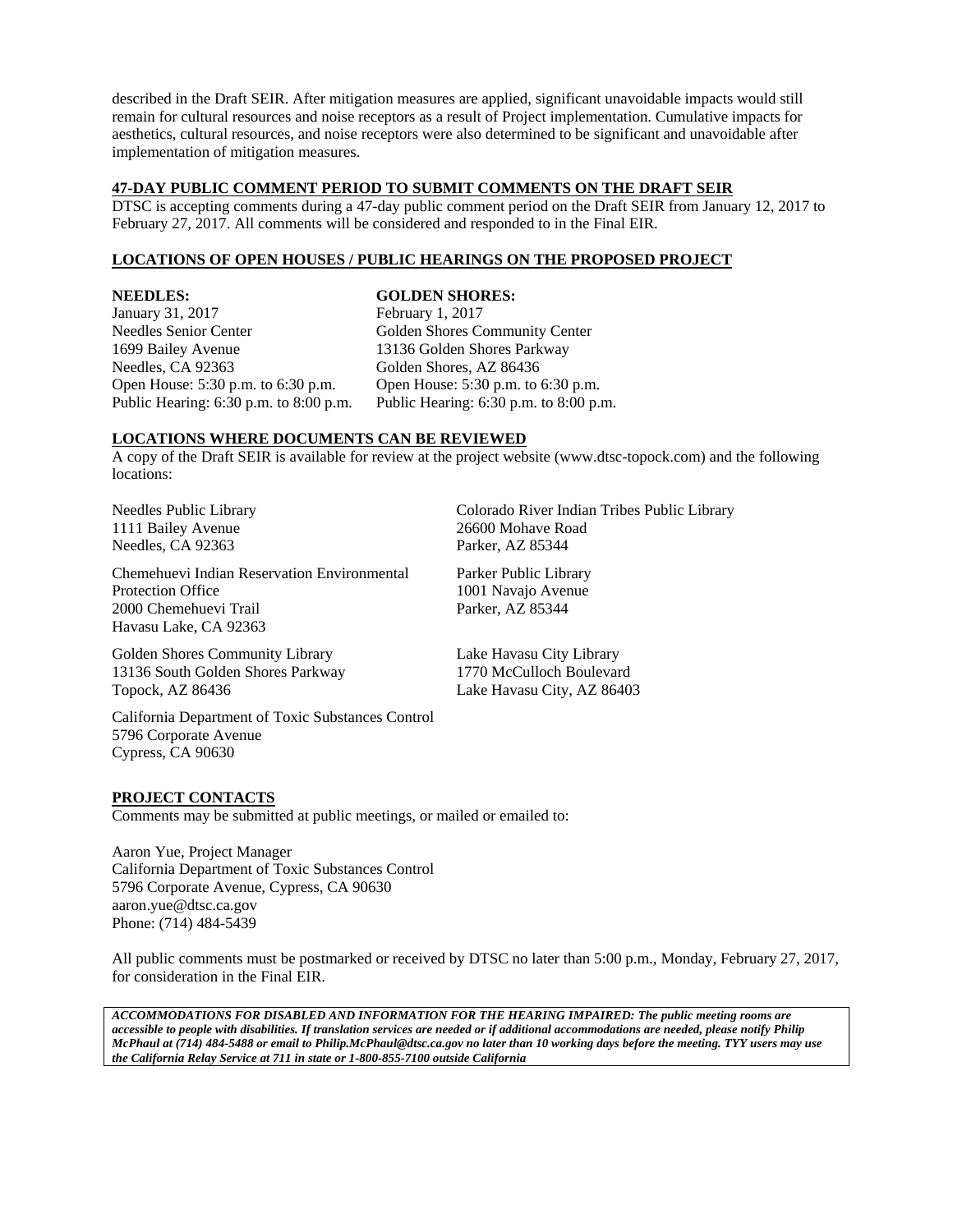described in the Draft SEIR. After mitigation measures are applied, significant unavoidable impacts would still remain for cultural resources and noise receptors as a result of Project implementation. Cumulative impacts for aesthetics, cultural resources, and noise receptors were also determined to be significant and unavoidable after implementation of mitigation measures.

## 47-DAY PUBLIC COMMENT PERIOD TO SUBMIT COMMENTS ON THE DRAFT SEIR

DTSC is accepting comments during a 47-day public comment period on the Draft SEIR from January 12, 2017 to February 27, 2017. All comments will be considered and responded to in the Final EIR.

## LOCATIONS OF OPEN HOUSES / PUBLIC HEARINGS ON THE PROPOSED PROJECT

**NEEDLES:**
January 31, 2017
Needles Senior Center
1699 Bailey Avenue
Needles, CA 92363
Open House: 5:30 p.m. to 6:30 p.m.
Public Hearing: 6:30 p.m. to 8:00 p.m.

**GOLDEN SHORES:**
February 1, 2017
Golden Shores Community Center
13136 Golden Shores Parkway
Golden Shores, AZ 86436
Open House: 5:30 p.m. to 6:30 p.m.
Public Hearing: 6:30 p.m. to 8:00 p.m.

## LOCATIONS WHERE DOCUMENTS CAN BE REVIEWED

A copy of the Draft SEIR is available for review at the project website (www.dtsc-topock.com) and the following locations:

Needles Public Library
1111 Bailey Avenue
Needles, CA 92363

Chemehuevi Indian Reservation Environmental Protection Office
2000 Chemehuevi Trail
Havasu Lake, CA 92363

Golden Shores Community Library
13136 South Golden Shores Parkway
Topock, AZ 86436

California Department of Toxic Substances Control
5796 Corporate Avenue
Cypress, CA 90630

Colorado River Indian Tribes Public Library
26600 Mohave Road
Parker, AZ 85344

Parker Public Library
1001 Navajo Avenue
Parker, AZ 85344

Lake Havasu City Library
1770 McCulloch Boulevard
Lake Havasu City, AZ 86403

## PROJECT CONTACTS

Comments may be submitted at public meetings, or mailed or emailed to:

Aaron Yue, Project Manager
California Department of Toxic Substances Control
5796 Corporate Avenue, Cypress, CA 90630
aaron.yue@dtsc.ca.gov
Phone: (714) 484-5439

All public comments must be postmarked or received by DTSC no later than 5:00 p.m., Monday, February 27, 2017, for consideration in the Final EIR.

***ACCOMMODATIONS FOR DISABLED AND INFORMATION FOR THE HEARING IMPAIRED: The public meeting rooms are accessible to people with disabilities. If translation services are needed or if additional accommodations are needed, please notify Philip McPhaul at (714) 484-5488 or email to Philip.McPhaul@dtsc.ca.gov no later than 10 working days before the meeting. TYY users may use the California Relay Service at 711 in state or 1-800-855-7100 outside California***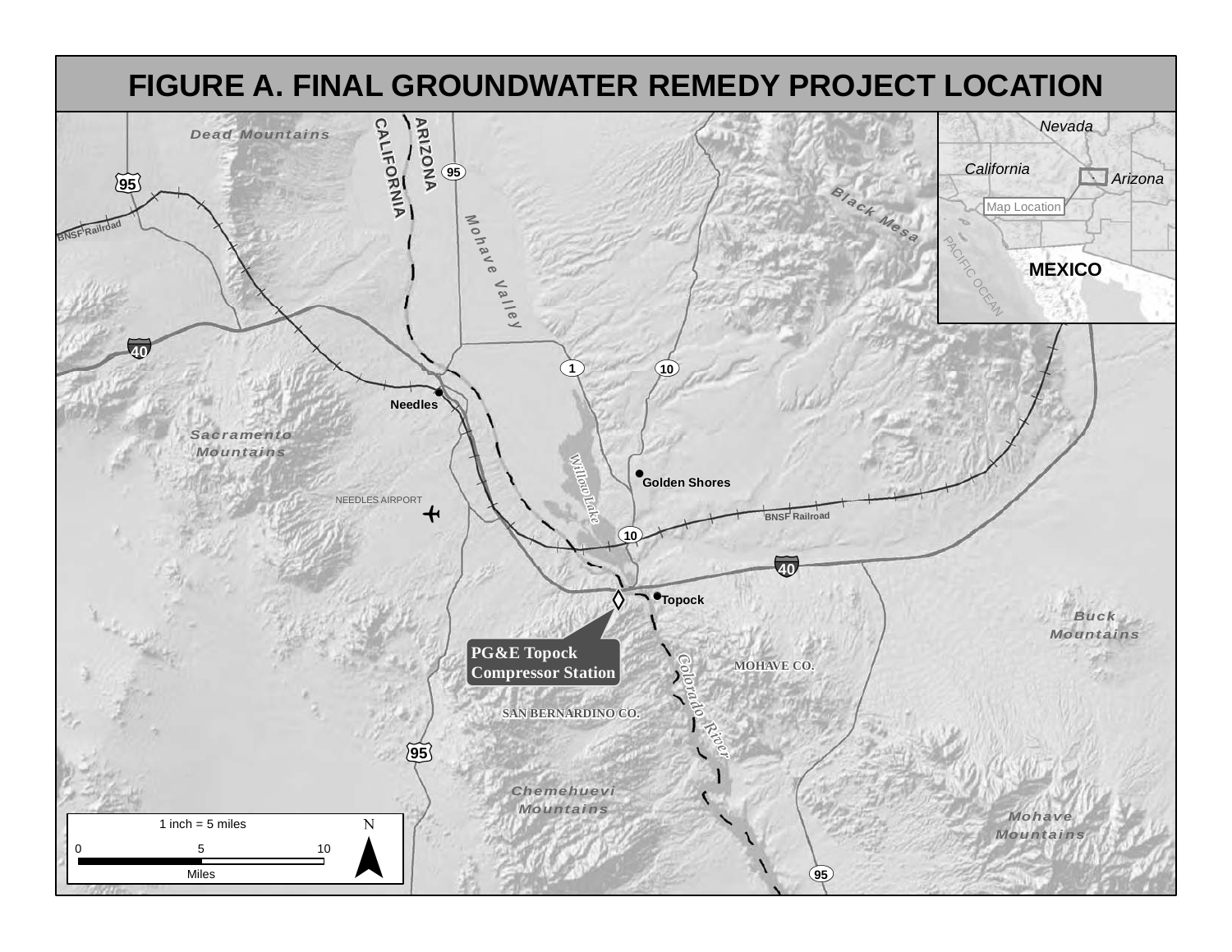# FIGURE A. FINAL GROUNDWATER REMEDY PROJECT LOCATION

Dead Mountains

ARIZONA

CALIFORNIA

95

Black Mesa

Nevada

California

Arizona

Map Location

MEXICO

PACIFIC OCEAN

BNSF Railroad

Mohave Valley

40

1

10

Needles

Sacramento Mountains

Golden Shores

NEEDLES AIRPORT

Willow Lake

BNSF Railroad

10

40

Topock

PG&E Topock Compressor Station

Buck Mountains

MOHAVE CO.

Colorado River

SAN BERNARDINO CO.

95

Chemehuevi Mountains

Mohave Mountains

1 inch = 5 miles

0 5 10

Miles

N

95